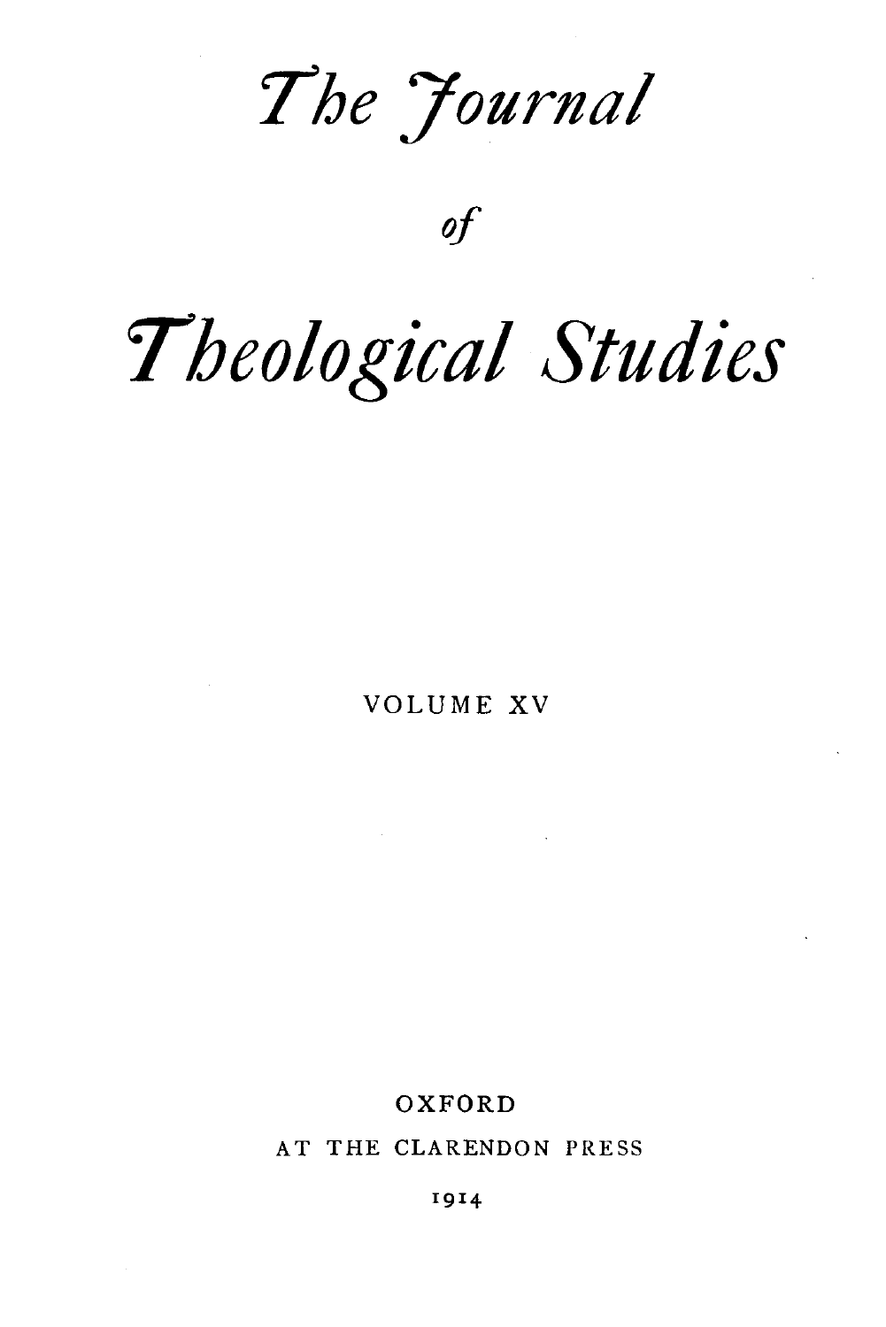# *The Journal*

*of*

# *Theological Studies*

VOLUME XV

OXFORD

AT THE CLARENDON PRESS

1914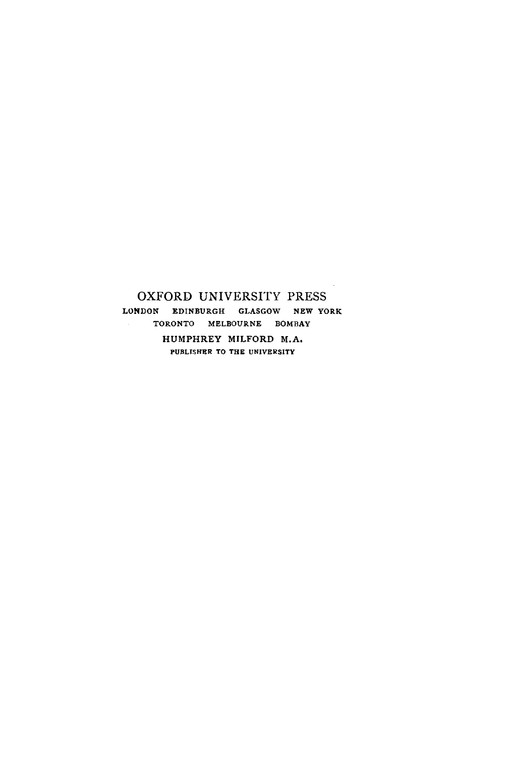OXFORD UNIVERSITY PRESS

LONDON EDINBURGH GLASGOW NEW YORK
TORONTO MELBOURNE BOMBAY

HUMPHREY MILFORD M.A.

PUBLISHER TO THE UNIVERSITY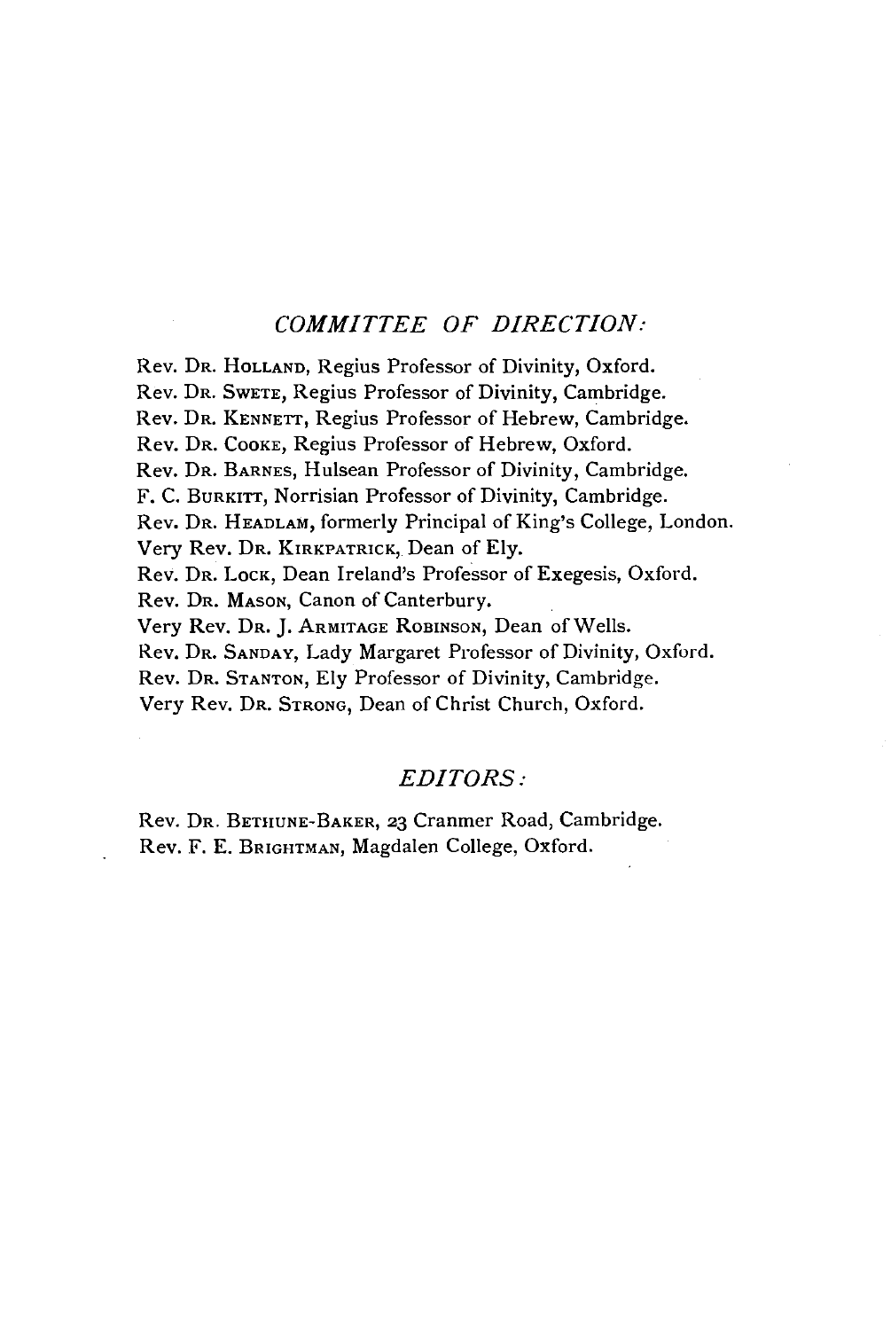## *COMMITTEE OF DIRECTION:*

Rev. Dr. Holland, Regius Professor of Divinity, Oxford.
Rev. Dr. Swete, Regius Professor of Divinity, Cambridge.
Rev. Dr. Kennett, Regius Professor of Hebrew, Cambridge.
Rev. Dr. Cooke, Regius Professor of Hebrew, Oxford.
Rev. Dr. Barnes, Hulsean Professor of Divinity, Cambridge.
F. C. Burkitt, Norrisian Professor of Divinity, Cambridge.
Rev. Dr. Headlam, formerly Principal of King's College, London.
Very Rev. Dr. Kirkpatrick, Dean of Ely.
Rev. Dr. Lock, Dean Ireland's Professor of Exegesis, Oxford.
Rev. Dr. Mason, Canon of Canterbury.
Very Rev. Dr. J. Armitage Robinson, Dean of Wells.
Rev. Dr. Sanday, Lady Margaret Professor of Divinity, Oxford.
Rev. Dr. Stanton, Ely Professor of Divinity, Cambridge.
Very Rev. Dr. Strong, Dean of Christ Church, Oxford.

## *EDITORS:*

Rev. Dr. Bethune-Baker, 23 Cranmer Road, Cambridge.
Rev. F. E. Brightman, Magdalen College, Oxford.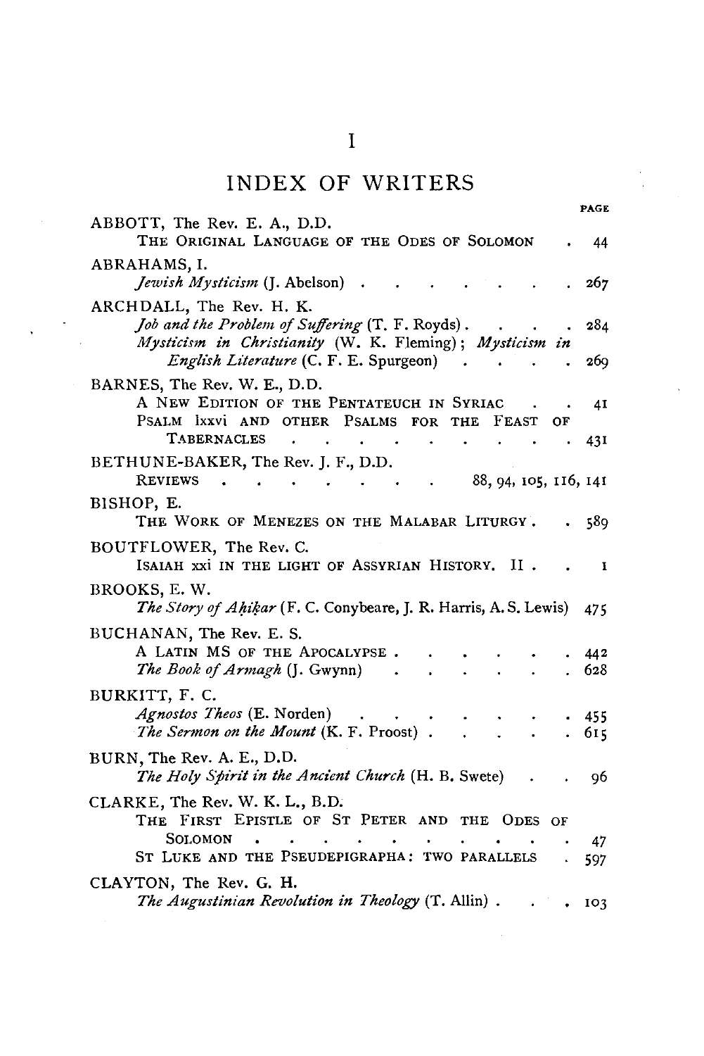# I

## INDEX OF WRITERS

PAGE

ABBOTT, The Rev. E. A., D.D.
THE ORIGINAL LANGUAGE OF THE ODES OF SOLOMON . 44

ABRAHAMS, I.
*Jewish Mysticism* (J. Abelson) . . . . . . . . 267

ARCHDALL, The Rev. H. K.
*Job and the Problem of Suffering* (T. F. Royds) . . . . . 284
*Mysticism in Christianity* (W. K. Fleming); *Mysticism in English Literature* (C. F. E. Spurgeon) . . . . . 269

BARNES, The Rev. W. E., D.D.
A NEW EDITION OF THE PENTATEUCH IN SYRIAC . . 41
PSALM lxxvi AND OTHER PSALMS FOR THE FEAST OF TABERNACLES . . . . . . . . . . . 431

BETHUNE-BAKER, The Rev. J. F., D.D.
REVIEWS . . . . . . . . . 88, 94, 105, 116, 141

BISHOP, E.
THE WORK OF MENEZES ON THE MALABAR LITURGY . . 589

BOUTFLOWER, The Rev. C.
ISAIAH xxi IN THE LIGHT OF ASSYRIAN HISTORY. II . . 1

BROOKS, E. W.
*The Story of Aḥiḳar* (F. C. Conybeare, J. R. Harris, A. S. Lewis) 475

BUCHANAN, The Rev. E. S.
A LATIN MS OF THE APOCALYPSE . . . . . . . 442
*The Book of Armagh* (J. Gwynn) . . . . . . . 628

BURKITT, F. C.
*Agnostos Theos* (E. Norden) . . . . . . . . 455
*The Sermon on the Mount* (K. F. Proost) . . . . . 615

BURN, The Rev. A. E., D.D.
*The Holy Spirit in the Ancient Church* (H. B. Swete) . . 96

CLARKE, The Rev. W. K. L., B.D.
THE FIRST EPISTLE OF ST PETER AND THE ODES OF SOLOMON . . . . . . . . . . . . 47
ST LUKE AND THE PSEUDEPIGRAPHA: TWO PARALLELS . 597

CLAYTON, The Rev. G. H.
*The Augustinian Revolution in Theology* (T. Allin) . . . 103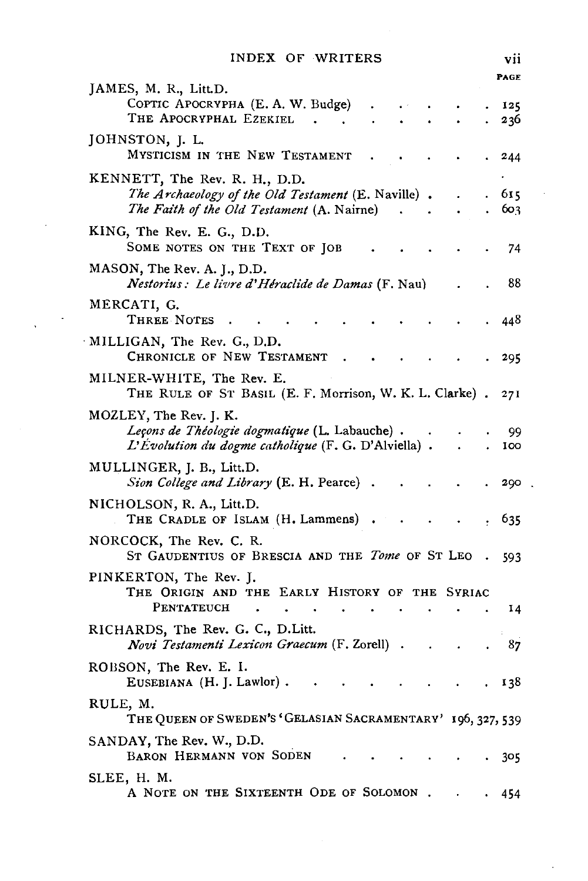# INDEX OF WRITERS

PAGE

JAMES, M. R., Litt.D.
- COPTIC APOCRYPHA (E. A. W. Budge) . . . . . . 125
- THE APOCRYPHAL EZEKIEL . . . . . . . . 236

JOHNSTON, J. L.
- MYSTICISM IN THE NEW TESTAMENT . . . . . . 244

KENNETT, The Rev. R. H., D.D.
- *The Archaeology of the Old Testament* (E. Naville) . . . 615
- *The Faith of the Old Testament* (A. Nairne) . . . . 603

KING, The Rev. E. G., D.D.
- SOME NOTES ON THE TEXT OF JOB . . . . . . 74

MASON, The Rev. A. J., D.D.
- *Nestorius: Le livre d'Héraclide de Damas* (F. Nau) . . 88

MERCATI, G.
- THREE NOTES . . . . . . . . . . . 448

MILLIGAN, The Rev. G., D.D.
- CHRONICLE OF NEW TESTAMENT . . . . . . . 295

MILNER-WHITE, The Rev. E.
- THE RULE OF ST BASIL (E. F. Morrison, W. K. L. Clarke) . 271

MOZLEY, The Rev. J. K.
- *Leçons de Théologie dogmatique* (L. Labauche) . . . . 99
- *L'Évolution du dogme catholique* (F. G. D'Alviella) . . . 100

MULLINGER, J. B., Litt.D.
- *Sion College and Library* (E. H. Pearce) . . . . . 290

NICHOLSON, R. A., Litt.D.
- THE CRADLE OF ISLAM (H. Lammens) . . . . . 635

NORCOCK, The Rev. C. R.
- ST GAUDENTIUS OF BRESCIA AND THE *Tome* OF ST LEO . 593

PINKERTON, The Rev. J.
- THE ORIGIN AND THE EARLY HISTORY OF THE SYRIAC PENTATEUCH . . . . . . . . . . 14

RICHARDS, The Rev. G. C., D.Litt.
- *Novi Testamenti Lexicon Graecum* (F. Zorell) . . . . 87

ROBSON, The Rev. E. I.
- EUSEBIANA (H. J. Lawlor) . . . . . . . . . 138

RULE, M.
- THE QUEEN OF SWEDEN'S 'GELASIAN SACRAMENTARY' 196, 327, 539

SANDAY, The Rev. W., D.D.
- BARON HERMANN VON SODEN . . . . . . . 305

SLEE, H. M.
- A NOTE ON THE SIXTEENTH ODE OF SOLOMON . . . 454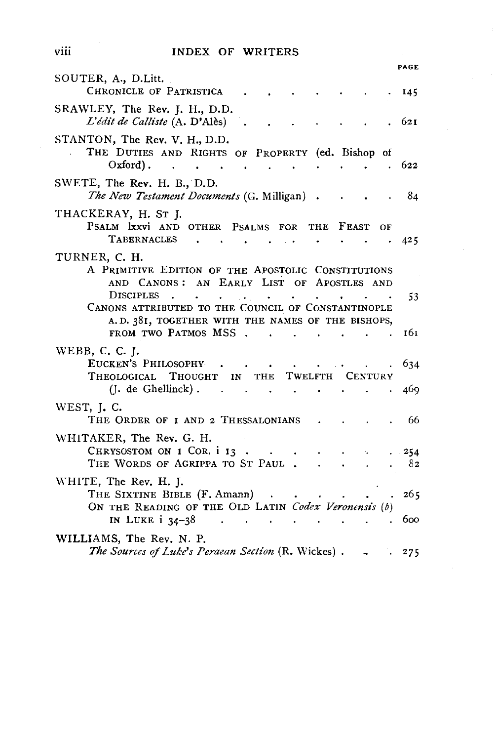PAGE

SOUTER, A., D.Litt.
  CHRONICLE OF PATRISTICA . . . . . . . . . 145

SRAWLEY, The Rev. J. H., D.D.
  *L'édit de Calliste* (A. D'Alès) . . . . . . . . 621

STANTON, The Rev. V. H., D.D.
  THE DUTIES AND RIGHTS OF PROPERTY (ed. Bishop of Oxford) . . . . . . . . . . . 622

SWETE, The Rev. H. B., D.D.
  *The New Testament Documents* (G. Milligan) . . . . 84

THACKERAY, H. ST J.
  PSALM lxxvi AND OTHER PSALMS FOR THE FEAST OF TABERNACLES . . . . . . . . . . 425

TURNER, C. H.
  A PRIMITIVE EDITION OF THE APOSTOLIC CONSTITUTIONS AND CANONS: AN EARLY LIST OF APOSTLES AND DISCIPLES . . . . . . . . . . . 53
  CANONS ATTRIBUTED TO THE COUNCIL OF CONSTANTINOPLE A.D. 381, TOGETHER WITH THE NAMES OF THE BISHOPS, FROM TWO PATMOS MSS . . . . . . . . 161

WEBB, C. C. J.
  EUCKEN'S PHILOSOPHY . . . . . . . . . . 634
  THEOLOGICAL THOUGHT IN THE TWELFTH CENTURY (J. de Ghellinck) . . . . . . . . . . 469

WEST, J. C.
  THE ORDER OF 1 AND 2 THESSALONIANS . . . . . 66

WHITAKER, The Rev. G. H.
  CHRYSOSTOM ON 1 COR. i 13 . . . . . . . . 254
  THE WORDS OF AGRIPPA TO ST PAUL . . . . . . 82

WHITE, The Rev. H. J.
  THE SIXTINE BIBLE (F. Amann) . . . . . . . 265
  ON THE READING OF THE OLD LATIN *Codex Veronensis* (*b*) IN LUKE i 34–38 . . . . . . . . . 600

WILLIAMS, The Rev. N. P.
  *The Sources of Luke's Peraean Section* (R. Wickes) . . . 275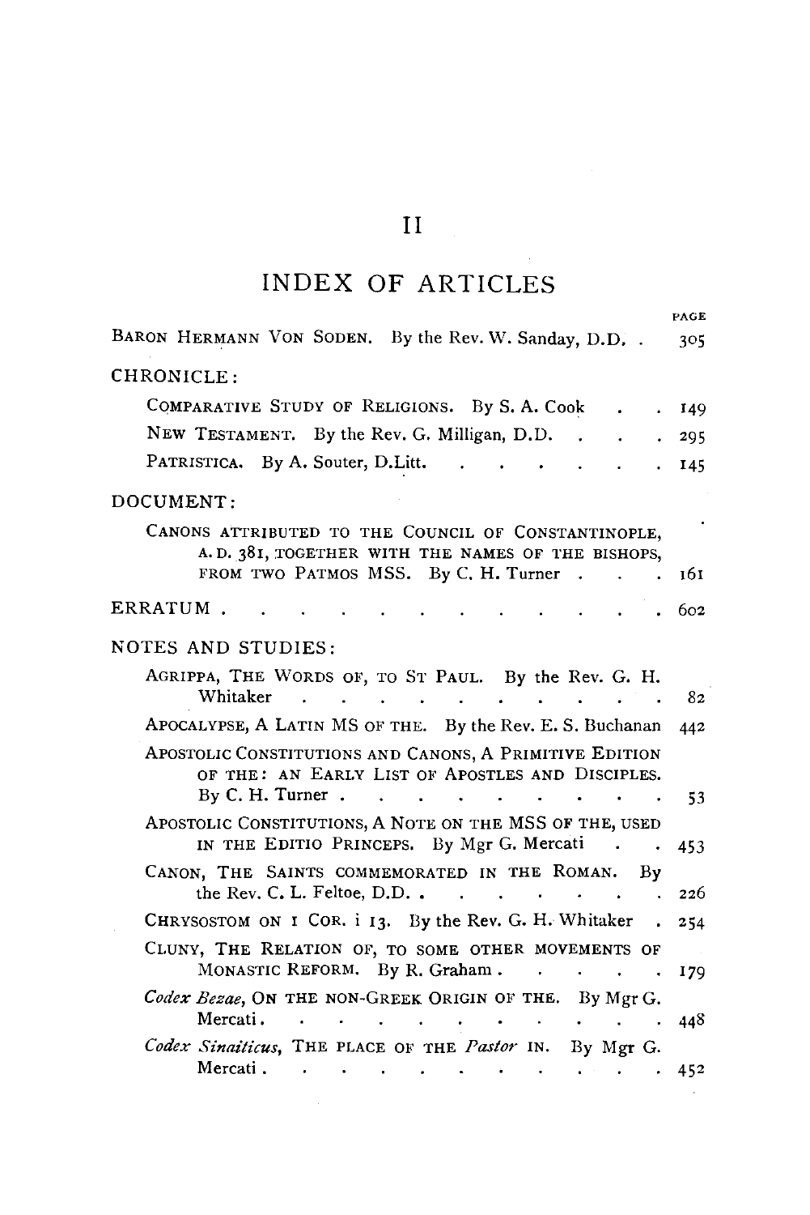# II

## INDEX OF ARTICLES

PAGE

BARON HERMANN VON SODEN. By the Rev. W. Sanday, D.D. . . 305

CHRONICLE:

- COMPARATIVE STUDY OF RELIGIONS. By S. A. Cook . . . 149
- NEW TESTAMENT. By the Rev. G. Milligan, D.D. . . . . 295
- PATRISTICA. By A. Souter, D.Litt. . . . . . . . . 145

DOCUMENT:

- CANONS ATTRIBUTED TO THE COUNCIL OF CONSTANTINOPLE, A.D. 381, TOGETHER WITH THE NAMES OF THE BISHOPS, FROM TWO PATMOS MSS. By C. H. Turner . . . . 161

ERRATUM . . . . . . . . . . . . . . 602

NOTES AND STUDIES:

- AGRIPPA, THE WORDS OF, TO ST PAUL. By the Rev. G. H. Whitaker . . . . . . . . . . . . . 82
- APOCALYPSE, A LATIN MS OF THE. By the Rev. E. S. Buchanan 442
- APOSTOLIC CONSTITUTIONS AND CANONS, A PRIMITIVE EDITION OF THE: AN EARLY LIST OF APOSTLES AND DISCIPLES. By C. H. Turner . . . . . . . . . . 53
- APOSTOLIC CONSTITUTIONS, A NOTE ON THE MSS OF THE, USED IN THE EDITIO PRINCEPS. By Mgr G. Mercati . . . 453
- CANON, THE SAINTS COMMEMORATED IN THE ROMAN. By the Rev. C. L. Feltoe, D.D. . . . . . . . . . 226
- CHRYSOSTOM ON 1 COR. i 13. By the Rev. G. H. Whitaker . 254
- CLUNY, THE RELATION OF, TO SOME OTHER MOVEMENTS OF MONASTIC REFORM. By R. Graham . . . . . . 179
- *Codex Bezae*, ON THE NON-GREEK ORIGIN OF THE. By Mgr G. Mercati. . . . . . . . . . . . . . 448
- *Codex Sinaiticus*, THE PLACE OF THE *Pastor* IN. By Mgr G. Mercati . . . . . . . . . . . . . . 452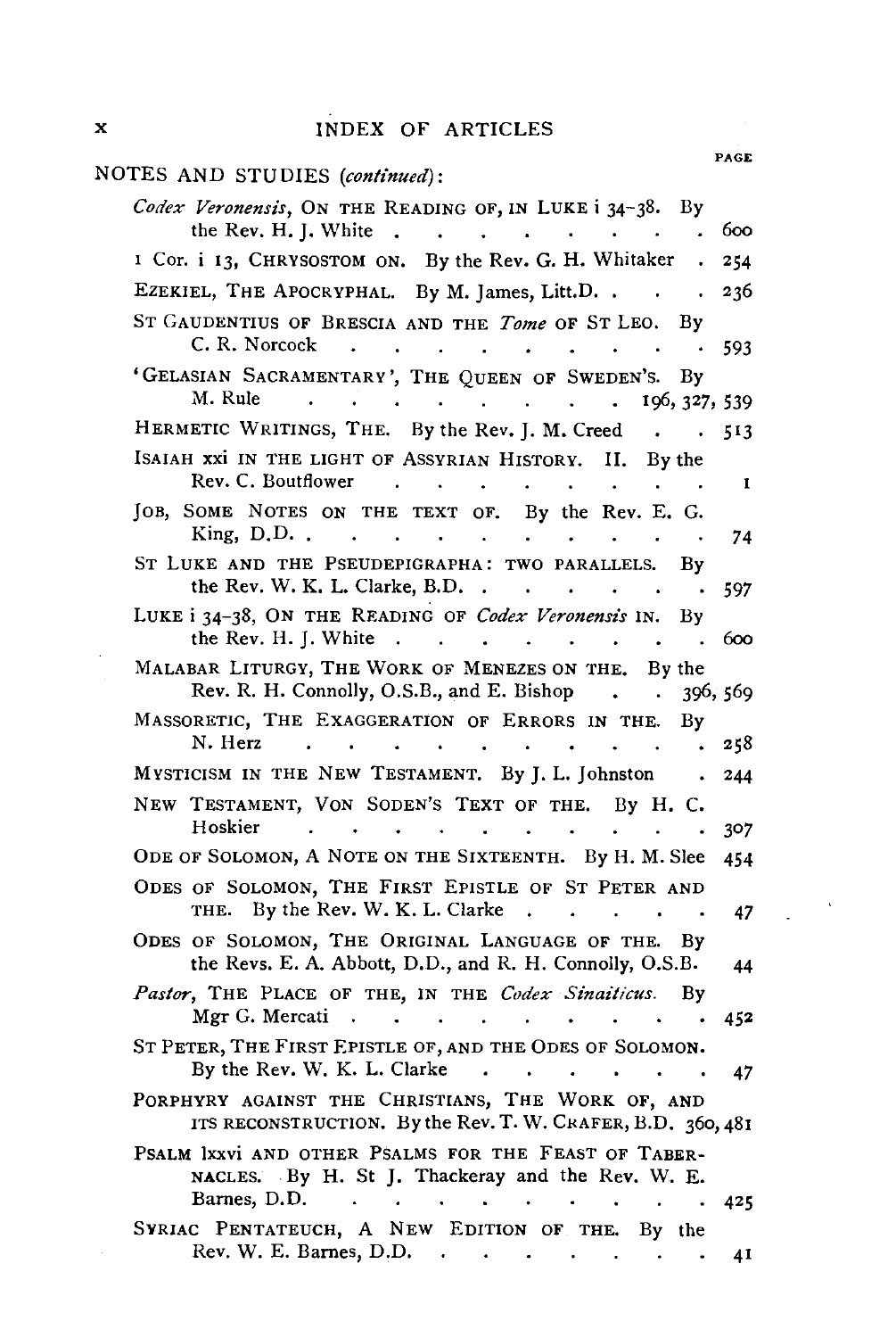## INDEX OF ARTICLES

PAGE

NOTES AND STUDIES (*continued*):

*Codex Veronensis*, ON THE READING OF, IN LUKE i 34–38. By the Rev. H. J. White . . . . . . . . . . 600

1 Cor. i 13, CHRYSOSTOM ON. By the Rev. G. H. Whitaker . 254

EZEKIEL, THE APOCRYPHAL. By M. James, Litt.D. . . . 236

ST GAUDENTIUS OF BRESCIA AND THE *Tome* OF ST LEO. By C. R. Norcock . . . . . . . . . . . . 593

'GELASIAN SACRAMENTARY', THE QUEEN OF SWEDEN'S. By M. Rule . . . . . . . . . . 196, 327, 539

HERMETIC WRITINGS, THE. By the Rev. J. M. Creed . . . 513

ISAIAH xxi IN THE LIGHT OF ASSYRIAN HISTORY. II. By the Rev. C. Boutflower . . . . . . . . . . . 1

JOB, SOME NOTES ON THE TEXT OF. By the Rev. E. G. King, D.D. . . . . . . . . . . . . . 74

ST LUKE AND THE PSEUDEPIGRAPHA: TWO PARALLELS. By the Rev. W. K. L. Clarke, B.D. . . . . . . . 597

LUKE i 34–38, ON THE READING OF *Codex Veronensis* IN. By the Rev. H. J. White . . . . . . . . . . 600

MALABAR LITURGY, THE WORK OF MENEZES ON THE. By the Rev. R. H. Connolly, O.S.B., and E. Bishop . . . 396, 569

MASSORETIC, THE EXAGGERATION OF ERRORS IN THE. By N. Herz . . . . . . . . . . . . . 258

MYSTICISM IN THE NEW TESTAMENT. By J. L. Johnston . 244

NEW TESTAMENT, VON SODEN'S TEXT OF THE. By H. C. Hoskier . . . . . . . . . . . . . 307

ODE OF SOLOMON, A NOTE ON THE SIXTEENTH. By H. M. Slee 454

ODES OF SOLOMON, THE FIRST EPISTLE OF ST PETER AND THE. By the Rev. W. K. L. Clarke . . . . . . 47

ODES OF SOLOMON, THE ORIGINAL LANGUAGE OF THE. By the Revs. E. A. Abbott, D.D., and R. H. Connolly, O.S.B. 44

*Pastor*, THE PLACE OF THE, IN THE *Codex Sinaiticus*. By Mgr G. Mercati . . . . . . . . . . . 452

ST PETER, THE FIRST EPISTLE OF, AND THE ODES OF SOLOMON. By the Rev. W. K. L. Clarke . . . . . . . . 47

PORPHYRY AGAINST THE CHRISTIANS, THE WORK OF, AND ITS RECONSTRUCTION. By the Rev. T. W. CRAFER, B.D. 360, 481

PSALM lxxvi AND OTHER PSALMS FOR THE FEAST OF TABERNACLES. By H. St J. Thackeray and the Rev. W. E. Barnes, D.D. . . . . . . . . . . . . 425

SYRIAC PENTATEUCH, A NEW EDITION OF THE. By the Rev. W. E. Barnes, D.D. . . . . . . . . . 41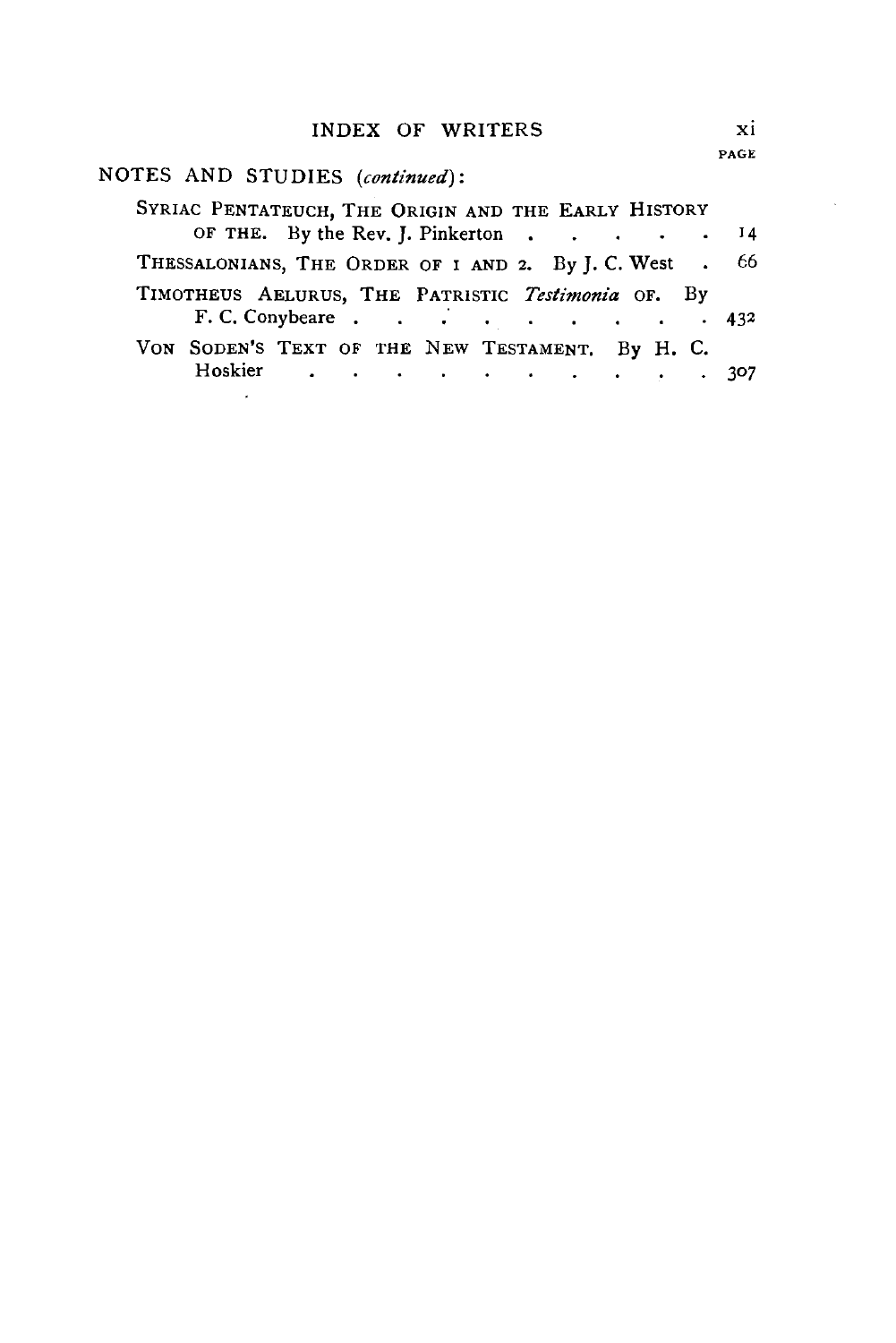NOTES AND STUDIES (*continued*):

| | PAGE |
|---|---|
| SYRIAC PENTATEUCH, THE ORIGIN AND THE EARLY HISTORY OF THE. By the Rev. J. Pinkerton | 14 |
| THESSALONIANS, THE ORDER OF 1 AND 2. By J. C. West | 66 |
| TIMOTHEUS AELURUS, THE PATRISTIC *Testimonia* OF. By F. C. Conybeare | 432 |
| VON SODEN'S TEXT OF THE NEW TESTAMENT. By H. C. Hoskier | 307 |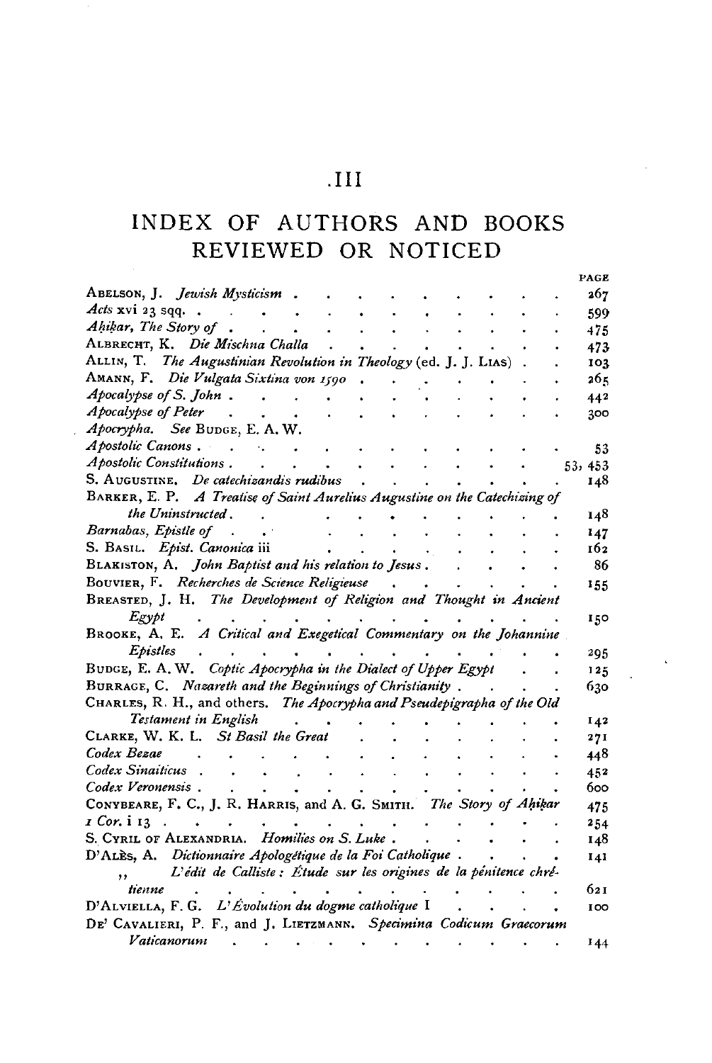# .III

## INDEX OF AUTHORS AND BOOKS REVIEWED OR NOTICED

| | PAGE |
|---|---|
| ABELSON, J. *Jewish Mysticism* | 267 |
| *Acts* xvi 23 sqq. | 599 |
| *Aḥiḳar, The Story of* | 475 |
| ALBRECHT, K. *Die Mischna Challa* | 473 |
| ALLIN, T. *The Augustinian Revolution in Theology* (ed. J. J. LIAS) | 103 |
| AMANN, F. *Die Vulgata Sixtina von 1590* | 265 |
| *Apocalypse of S. John* | 442 |
| *Apocalypse of Peter* | 300 |
| *Apocrypha.* See BUDGE, E. A. W. | |
| *Apostolic Canons* | 53 |
| *Apostolic Constitutions* | 53, 453 |
| S. AUGUSTINE. *De catechizandis rudibus* | 148 |
| BARKER, E. P. *A Treatise of Saint Aurelius Augustine on the Catechizing of the Uninstructed* | 148 |
| *Barnabas, Epistle of* | 147 |
| S. BASIL. *Epist. Canonica* iii | 162 |
| BLAKISTON, A. *John Baptist and his relation to Jesus* | 86 |
| BOUVIER, F. *Recherches de Science Religieuse* | 155 |
| BREASTED, J. H. *The Development of Religion and Thought in Ancient Egypt* | 150 |
| BROOKE, A. E. *A Critical and Exegetical Commentary on the Johannine Epistles* | 295 |
| BUDGE, E. A. W. *Coptic Apocrypha in the Dialect of Upper Egypt* | 125 |
| BURRAGE, C. *Nazareth and the Beginnings of Christianity* | 630 |
| CHARLES, R. H., and others. *The Apocrypha and Pseudepigrapha of the Old Testament in English* | 142 |
| CLARKE, W. K. L. *St Basil the Great* | 271 |
| *Codex Bezae* | 448 |
| *Codex Sinaiticus* | 452 |
| *Codex Veronensis* | 600 |
| CONYBEARE, F. C., J. R. HARRIS, and A. G. SMITH. *The Story of Aḥiḳar* | 475 |
| *1 Cor.* i 13 | 254 |
| S. CYRIL OF ALEXANDRIA. *Homilies on S. Luke* | 148 |
| D'ALÈS, A. *Dictionnaire Apologétique de la Foi Catholique* | 141 |
| ,, *L'édit de Calliste: Étude sur les origines de la pénitence chrétienne* | 621 |
| D'ALVIELLA, F. G. *L'Évolution du dogme catholique* I | 100 |
| DE' CAVALIERI, P. F., and J. LIETZMANN. *Specimina Codicum Graecorum Vaticanorum* | 144 |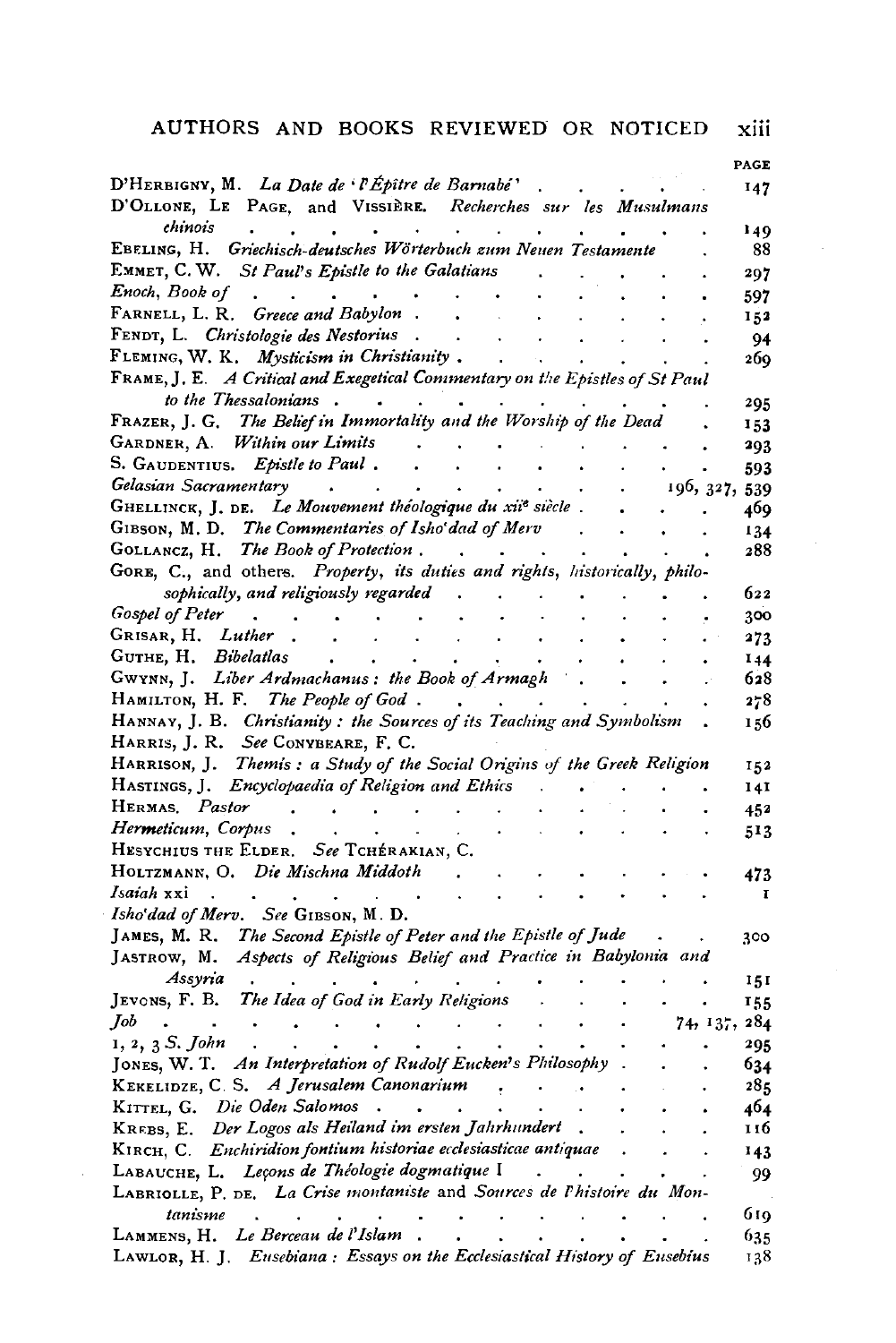## AUTHORS AND BOOKS REVIEWED OR NOTICED

| | PAGE |
|---|---|
| D'Herbigny, M. *La Date de 'l'Épître de Barnabé'* | 147 |
| D'Ollone, Le Page, and Vissière. *Recherches sur les Musulmans chinois* | 149 |
| Ebeling, H. *Griechisch-deutsches Wörterbuch zum Neuen Testamente* | 88 |
| Emmet, C. W. *St Paul's Epistle to the Galatians* | 297 |
| *Enoch, Book of* | 597 |
| Farnell, L. R. *Greece and Babylon* | 152 |
| Fendt, L. *Christologie des Nestorius* | 94 |
| Fleming, W. K. *Mysticism in Christianity* | 269 |
| Frame, J. E. *A Critical and Exegetical Commentary on the Epistles of St Paul to the Thessalonians* | 295 |
| Frazer, J. G. *The Belief in Immortality and the Worship of the Dead* | 153 |
| Gardner, A. *Within our Limits* | 293 |
| S. Gaudentius. *Epistle to Paul* | 593 |
| *Gelasian Sacramentary* | 196, 327, 539 |
| Ghellinck, J. de. *Le Mouvement théologique du xii[e] siècle* | 469 |
| Gibson, M. D. *The Commentaries of Isho'dad of Merv* | 134 |
| Gollancz, H. *The Book of Protection* | 288 |
| Gore, C., and others. *Property, its duties and rights, historically, philosophically, and religiously regarded* | 622 |
| *Gospel of Peter* | 300 |
| Grisar, H. *Luther* | 273 |
| Guthe, H. *Bibelatlas* | 144 |
| Gwynn, J. *Liber Ardmachanus: the Book of Armagh* | 628 |
| Hamilton, H. F. *The People of God* | 278 |
| Hannay, J. B. *Christianity: the Sources of its Teaching and Symbolism* | 156 |
| Harris, J. R. *See* Conybeare, F. C. | |
| Harrison, J. *Themis: a Study of the Social Origins of the Greek Religion* | 152 |
| Hastings, J. *Encyclopaedia of Religion and Ethics* | 141 |
| Hermas. *Pastor* | 452 |
| *Hermeticum, Corpus* | 513 |
| Hesychius the Elder. *See* Tchérakian, C. | |
| Holtzmann, O. *Die Mischna Middoth* | 473 |
| *Isaiah* xxi | 1 |
| *Isho'dad of Merv*. *See* Gibson, M. D. | |
| James, M. R. *The Second Epistle of Peter and the Epistle of Jude* | 300 |
| Jastrow, M. *Aspects of Religious Belief and Practice in Babylonia and Assyria* | 151 |
| Jevons, F. B. *The Idea of God in Early Religions* | 155 |
| *Job* | 74, 137, 284 |
| 1, 2, 3 *S. John* | 295 |
| Jones, W. T. *An Interpretation of Rudolf Eucken's Philosophy* | 634 |
| Kekelidze, C. S. *A Jerusalem Canonarium* | 285 |
| Kittel, G. *Die Oden Salomos* | 464 |
| Krebs, E. *Der Logos als Heiland im ersten Jahrhundert* | 116 |
| Kirch, C. *Enchiridion fontium historiae ecclesiasticae antiquae* | 143 |
| Labauche, L. *Leçons de Théologie dogmatique* I | 99 |
| Labriolle, P. de. *La Crise montaniste* and *Sources de l'histoire du Montanisme* | 619 |
| Lammens, H. *Le Berceau de l'Islam* | 635 |
| Lawlor, H. J. *Eusebiana: Essays on the Ecclesiastical History of Eusebius* | 138 |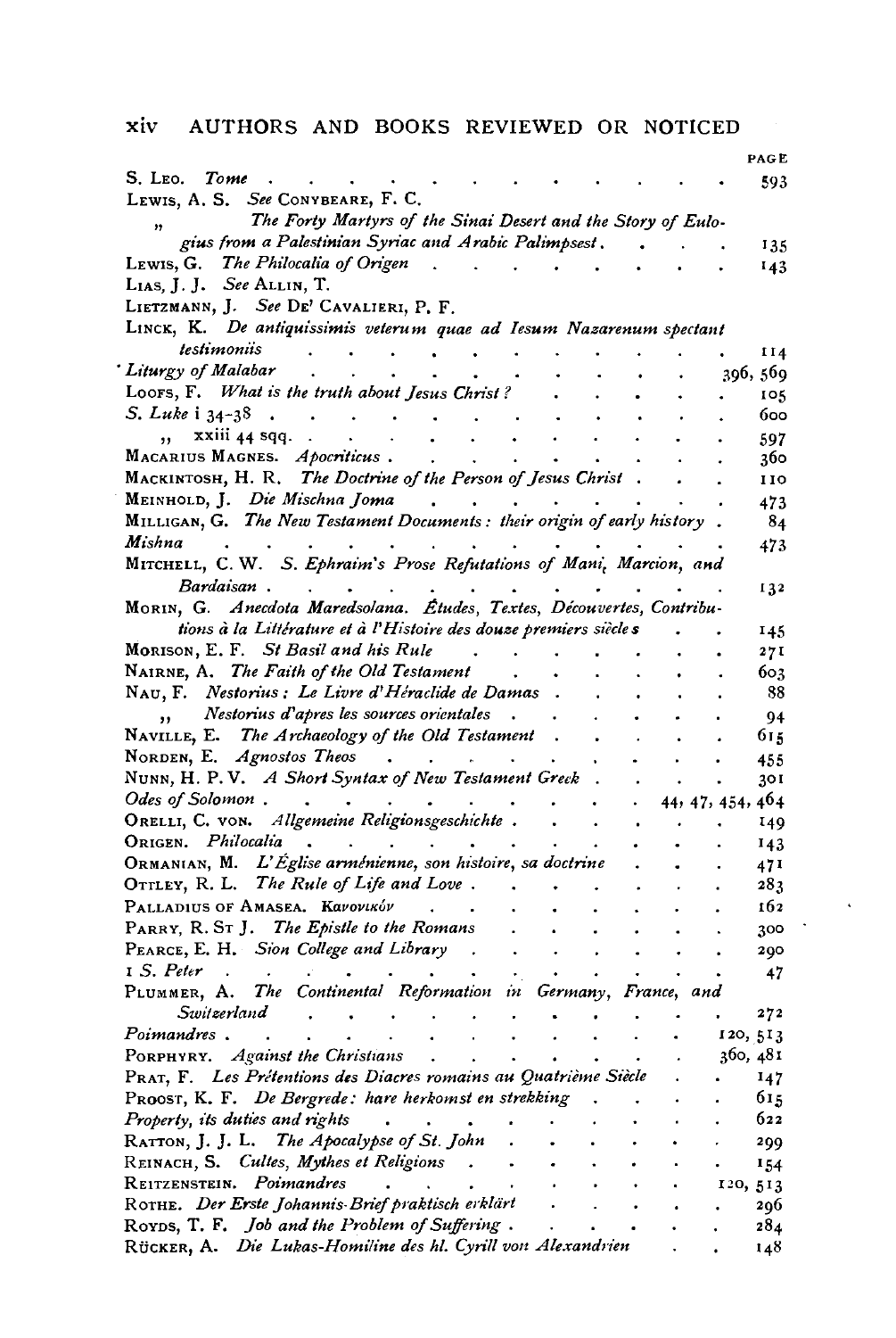# AUTHORS AND BOOKS REVIEWED OR NOTICED

| | PAGE |
|---|---|
| S. Leo. *Tome* | 593 |
| Lewis, A. S. *See* Conybeare, F. C. | |
| ,, *The Forty Martyrs of the Sinai Desert and the Story of Eulogius from a Palestinian Syriac and Arabic Palimpsest* | 135 |
| Lewis, G. *The Philocalia of Origen* | 143 |
| Lias, J. J. *See* Allin, T. | |
| Lietzmann, J. *See* De' Cavalieri, P. F. | |
| Linck, K. *De antiquissimis veterum quae ad Iesum Nazarenum spectant testimoniis* | 114 |
| *Liturgy of Malabar* | 396, 569 |
| Loofs, F. *What is the truth about Jesus Christ?* | 105 |
| *S. Luke* i 34–38 | 600 |
| ,, xxiii 44 sqq. | 597 |
| Macarius Magnes. *Apocriticus* | 360 |
| Mackintosh, H. R. *The Doctrine of the Person of Jesus Christ* | 110 |
| Meinhold, J. *Die Mischna Joma* | 473 |
| Milligan, G. *The New Testament Documents: their origin of early history* | 84 |
| *Mishna* | 473 |
| Mitchell, C. W. *S. Ephraim's Prose Refutations of Mani, Marcion, and Bardaisan* | 132 |
| Morin, G. *Anecdota Maredsolana. Études, Textes, Découvertes, Contributions à la Littérature et à l'Histoire des douze premiers siècles* | 145 |
| Morison, E. F. *St Basil and his Rule* | 271 |
| Nairne, A. *The Faith of the Old Testament* | 603 |
| Nau, F. *Nestorius: Le Livre d'Héraclide de Damas* | 88 |
| ,, *Nestorius d'apres les sources orientales* | 94 |
| Naville, E. *The Archaeology of the Old Testament* | 615 |
| Norden, E. *Agnostos Theos* | 455 |
| Nunn, H. P. V. *A Short Syntax of New Testament Greek* | 301 |
| *Odes of Solomon* | 44, 47, 454, 464 |
| Orelli, C. von. *Allgemeine Religionsgeschichte* | 149 |
| Origen. *Philocalia* | 143 |
| Ormanian, M. *L'Église arménienne, son histoire, sa doctrine* | 471 |
| Ottley, R. L. *The Rule of Life and Love* | 283 |
| Palladius of Amasea. *Κανονικόν* | 162 |
| Parry, R. St J. *The Epistle to the Romans* | 300 |
| Pearce, E. H. *Sion College and Library* | 290 |
| *1 S. Peter* | 47 |
| Plummer, A. *The Continental Reformation in Germany, France, and Switzerland* | 272 |
| *Poimandres* | 120, 513 |
| Porphyry. *Against the Christians* | 360, 481 |
| Prat, F. *Les Prétentions des Diacres romains au Quatrième Siècle* | 147 |
| Proost, K. F. *De Bergrede: hare herkomst en strekking* | 615 |
| *Property, its duties and rights* | 622 |
| Ratton, J. J. L. *The Apocalypse of St. John* | 299 |
| Reinach, S. *Cultes, Mythes et Religions* | 154 |
| Reitzenstein. *Poimandres* | 120, 513 |
| Rothe. *Der Erste Johannis-Brief praktisch erklärt* | 296 |
| Royds, T. F. *Job and the Problem of Suffering* | 284 |
| Rücker, A. *Die Lukas-Homiline des hl. Cyrill von Alexandrien* | 148 |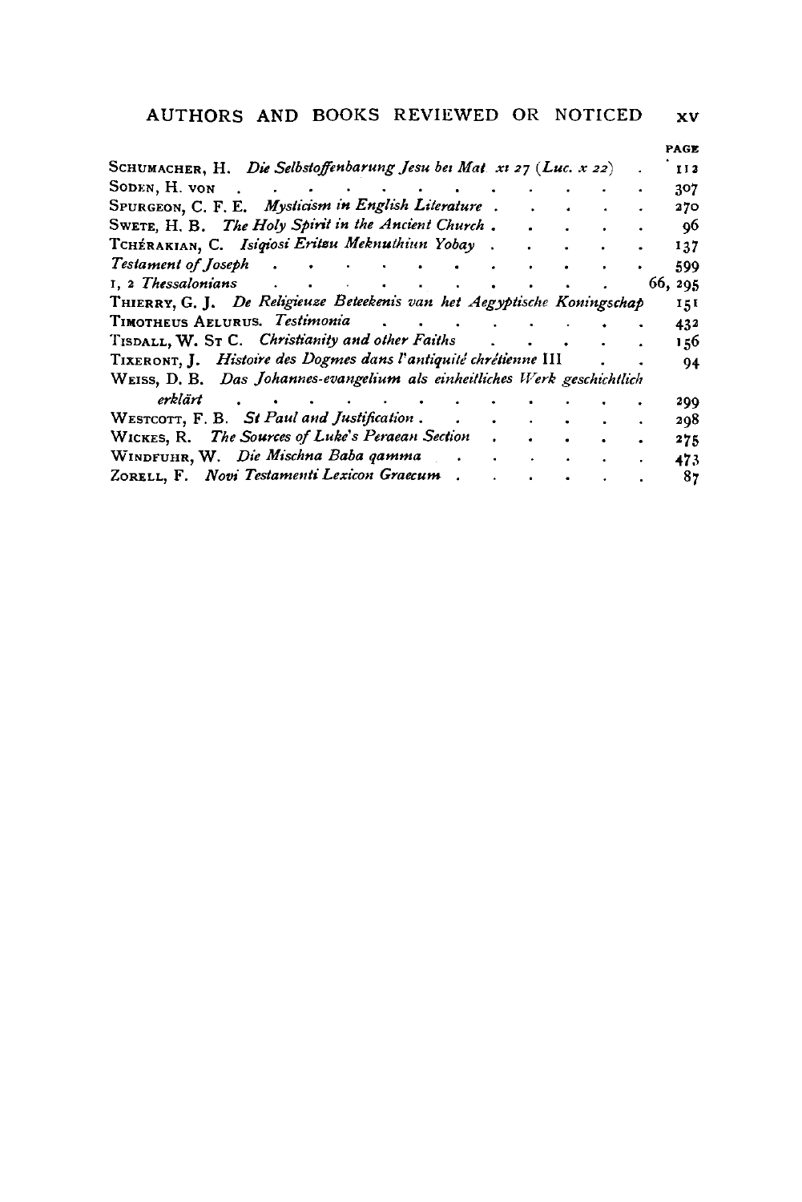| | PAGE |
|---|---|
| SCHUMACHER, H. *Die Selbstoffenbarung Jesu bei Mat xi 27 (Luc. x 22)* | 112 |
| SODEN, H. VON | 307 |
| SPURGEON, C. F. E. *Mysticism in English Literature* | 270 |
| SWETE, H. B. *The Holy Spirit in the Ancient Church* | 96 |
| TCHÉRAKIAN, C. *Isiqiosi Eritsu Meknuthiun Yobay* | 137 |
| *Testament of Joseph* | 599 |
| 1, 2 *Thessalonians* | 66, 295 |
| THIERRY, G. J. *De Religieuze Beteekenis van het Aegyptische Koningschap* | 151 |
| TIMOTHEUS AELURUS. *Testimonia* | 432 |
| TISDALL, W. ST C. *Christianity and other Faiths* | 156 |
| TIXERONT, J. *Histoire des Dogmes dans l'antiquité chrétienne* III | 94 |
| WEISS, D. B. *Das Johannes-evangelium als einheitliches Werk geschichtlich erklärt* | 299 |
| WESTCOTT, F. B. *St Paul and Justification* | 298 |
| WICKES, R. *The Sources of Luke's Peraean Section* | 275 |
| WINDFUHR, W. *Die Mischna Baba qamma* | 473 |
| ZORELL, F. *Novi Testamenti Lexicon Graecum* | 87 |